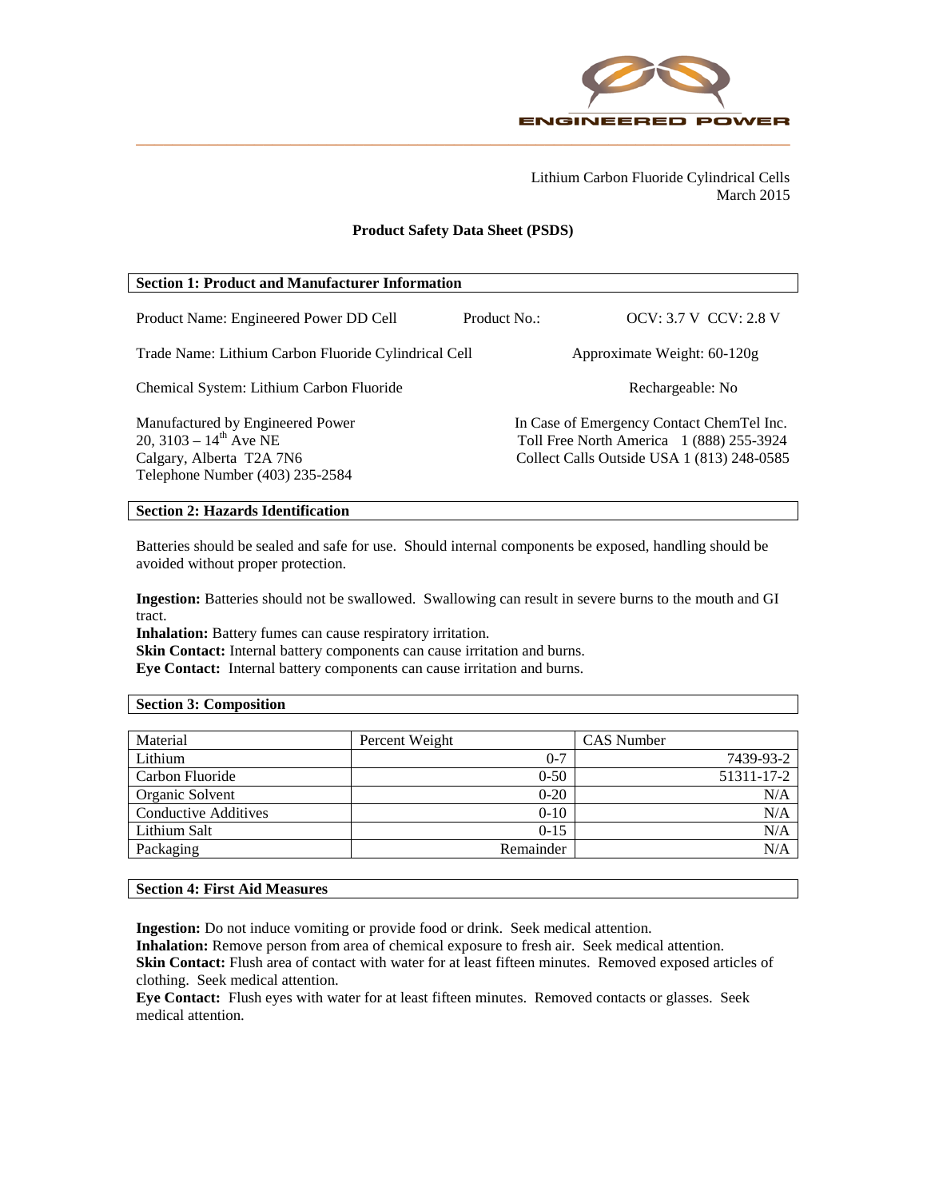ENGINEERED POWER

Lithium Carbon Fluoride Cylindrical Cells
March 2015

# Product Safety Data Sheet (PSDS)

## Section 1: Product and Manufacturer Information

Product Name: Engineered Power DD Cell

Product No.:

OCV: 3.7 V CCV: 2.8 V

Trade Name: Lithium Carbon Fluoride Cylindrical Cell

Approximate Weight: 60-120g

Chemical System: Lithium Carbon Fluoride

Rechargeable: No

Manufactured by Engineered Power
20, 3103 – 14th Ave NE
Calgary, Alberta T2A 7N6
Telephone Number (403) 235-2584

In Case of Emergency Contact ChemTel Inc.
Toll Free North America 1 (888) 255-3924
Collect Calls Outside USA 1 (813) 248-0585

## Section 2: Hazards Identification

Batteries should be sealed and safe for use. Should internal components be exposed, handling should be avoided without proper protection.

**Ingestion:** Batteries should not be swallowed. Swallowing can result in severe burns to the mouth and GI tract.
**Inhalation:** Battery fumes can cause respiratory irritation.
**Skin Contact:** Internal battery components can cause irritation and burns.
**Eye Contact:** Internal battery components can cause irritation and burns.

## Section 3: Composition

| Material | Percent Weight | CAS Number |
|---|---|---|
| Lithium | 0-7 | 7439-93-2 |
| Carbon Fluoride | 0-50 | 51311-17-2 |
| Organic Solvent | 0-20 | N/A |
| Conductive Additives | 0-10 | N/A |
| Lithium Salt | 0-15 | N/A |
| Packaging | Remainder | N/A |

## Section 4: First Aid Measures

**Ingestion:** Do not induce vomiting or provide food or drink. Seek medical attention.
**Inhalation:** Remove person from area of chemical exposure to fresh air. Seek medical attention.
**Skin Contact:** Flush area of contact with water for at least fifteen minutes. Removed exposed articles of clothing. Seek medical attention.
**Eye Contact:** Flush eyes with water for at least fifteen minutes. Removed contacts or glasses. Seek medical attention.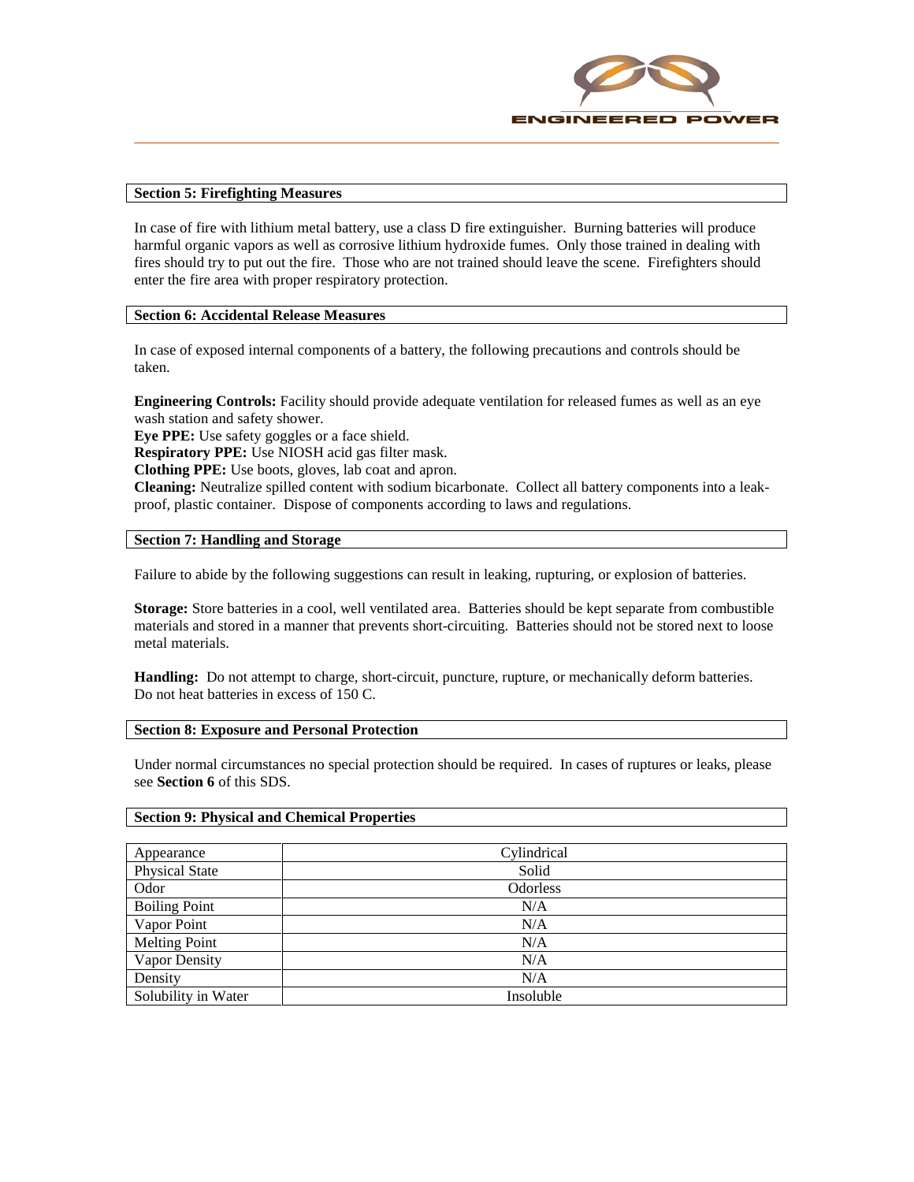## Section 5: Firefighting Measures

In case of fire with lithium metal battery, use a class D fire extinguisher. Burning batteries will produce harmful organic vapors as well as corrosive lithium hydroxide fumes. Only those trained in dealing with fires should try to put out the fire. Those who are not trained should leave the scene. Firefighters should enter the fire area with proper respiratory protection.

## Section 6: Accidental Release Measures

In case of exposed internal components of a battery, the following precautions and controls should be taken.

**Engineering Controls:** Facility should provide adequate ventilation for released fumes as well as an eye wash station and safety shower.
**Eye PPE:** Use safety goggles or a face shield.
**Respiratory PPE:** Use NIOSH acid gas filter mask.
**Clothing PPE:** Use boots, gloves, lab coat and apron.
**Cleaning:** Neutralize spilled content with sodium bicarbonate. Collect all battery components into a leak-proof, plastic container. Dispose of components according to laws and regulations.

## Section 7: Handling and Storage

Failure to abide by the following suggestions can result in leaking, rupturing, or explosion of batteries.

**Storage:** Store batteries in a cool, well ventilated area. Batteries should be kept separate from combustible materials and stored in a manner that prevents short-circuiting. Batteries should not be stored next to loose metal materials.

**Handling:** Do not attempt to charge, short-circuit, puncture, rupture, or mechanically deform batteries. Do not heat batteries in excess of 150 C.

## Section 8: Exposure and Personal Protection

Under normal circumstances no special protection should be required. In cases of ruptures or leaks, please see **Section 6** of this SDS.

## Section 9: Physical and Chemical Properties

| Property | Value |
|---|---|
| Appearance | Cylindrical |
| Physical State | Solid |
| Odor | Odorless |
| Boiling Point | N/A |
| Vapor Point | N/A |
| Melting Point | N/A |
| Vapor Density | N/A |
| Density | N/A |
| Solubility in Water | Insoluble |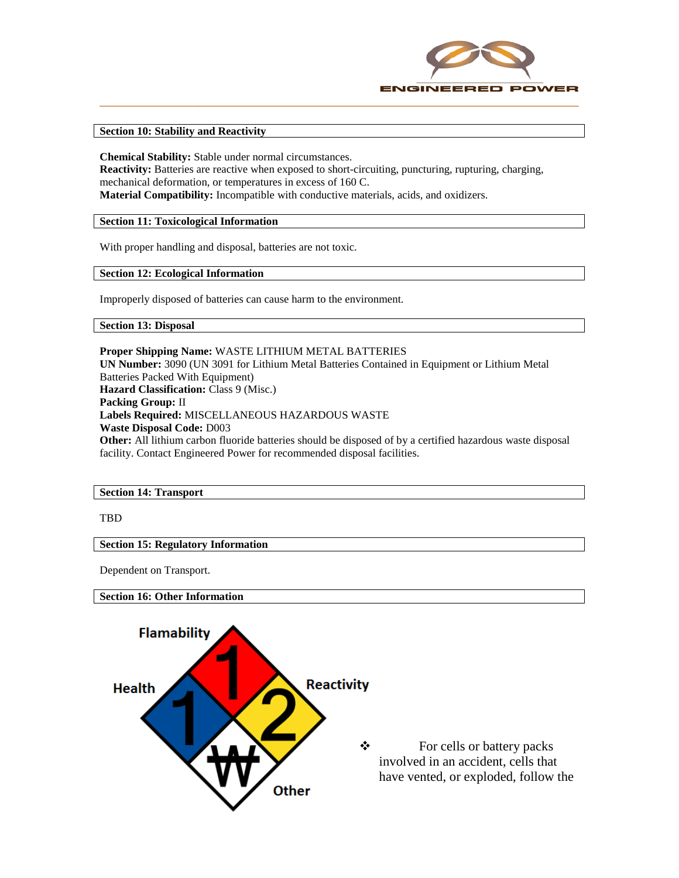## Section 10: Stability and Reactivity

**Chemical Stability:** Stable under normal circumstances.
**Reactivity:** Batteries are reactive when exposed to short-circuiting, puncturing, rupturing, charging, mechanical deformation, or temperatures in excess of 160 C.
**Material Compatibility:** Incompatible with conductive materials, acids, and oxidizers.

## Section 11: Toxicological Information

With proper handling and disposal, batteries are not toxic.

## Section 12: Ecological Information

Improperly disposed of batteries can cause harm to the environment.

## Section 13: Disposal

**Proper Shipping Name:** WASTE LITHIUM METAL BATTERIES
**UN Number:** 3090 (UN 3091 for Lithium Metal Batteries Contained in Equipment or Lithium Metal Batteries Packed With Equipment)
**Hazard Classification:** Class 9 (Misc.)
**Packing Group:** II
**Labels Required:** MISCELLANEOUS HAZARDOUS WASTE
**Waste Disposal Code:** D003
**Other:** All lithium carbon fluoride batteries should be disposed of by a certified hazardous waste disposal facility. Contact Engineered Power for recommended disposal facilities.

## Section 14: Transport

TBD

## Section 15: Regulatory Information

Dependent on Transport.

## Section 16: Other Information

Flamability: 1
Health: 1
Reactivity: 2
Other: ₩

- For cells or battery packs involved in an accident, cells that have vented, or exploded, follow the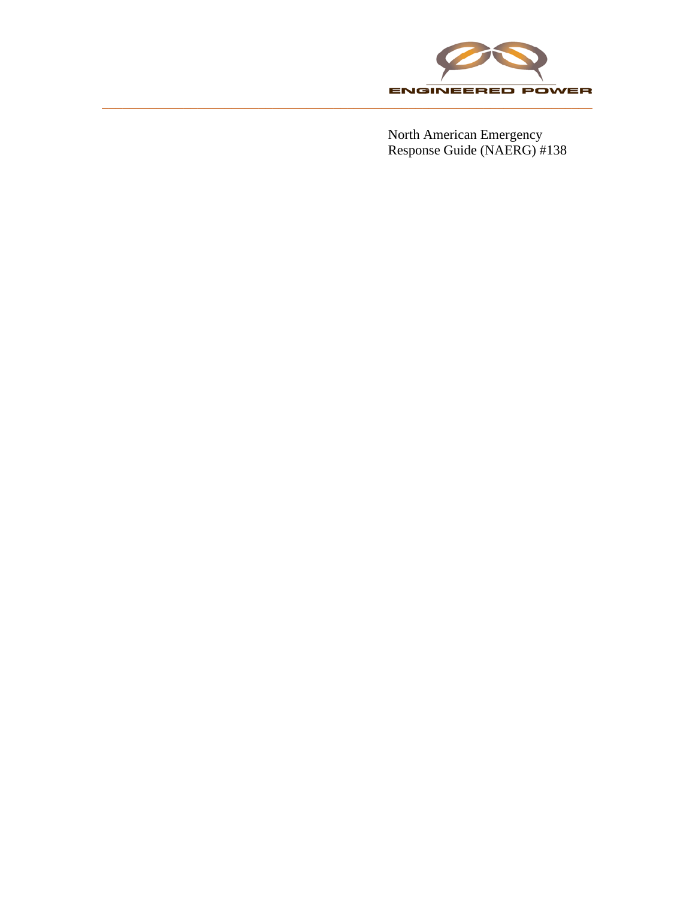North American Emergency Response Guide (NAERG) #138